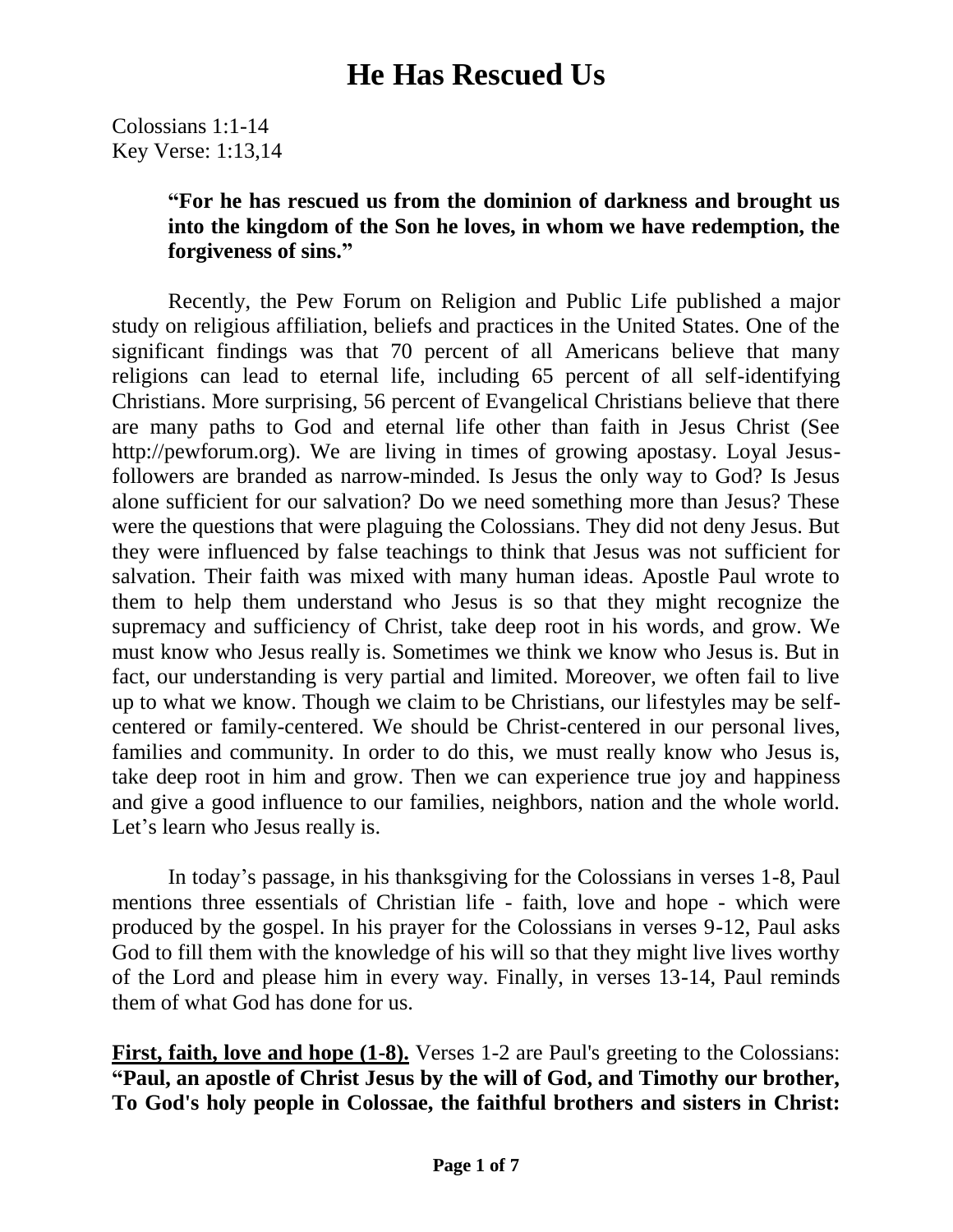# He Has Rescued Us

Colossians 1:1-14
Key Verse: 1:13,14

> **"For he has rescued us from the dominion of darkness and brought us into the kingdom of the Son he loves, in whom we have redemption, the forgiveness of sins."**

Recently, the Pew Forum on Religion and Public Life published a major study on religious affiliation, beliefs and practices in the United States. One of the significant findings was that 70 percent of all Americans believe that many religions can lead to eternal life, including 65 percent of all self-identifying Christians. More surprising, 56 percent of Evangelical Christians believe that there are many paths to God and eternal life other than faith in Jesus Christ (See http://pewforum.org). We are living in times of growing apostasy. Loyal Jesus-followers are branded as narrow-minded. Is Jesus the only way to God? Is Jesus alone sufficient for our salvation? Do we need something more than Jesus? These were the questions that were plaguing the Colossians. They did not deny Jesus. But they were influenced by false teachings to think that Jesus was not sufficient for salvation. Their faith was mixed with many human ideas. Apostle Paul wrote to them to help them understand who Jesus is so that they might recognize the supremacy and sufficiency of Christ, take deep root in his words, and grow. We must know who Jesus really is. Sometimes we think we know who Jesus is. But in fact, our understanding is very partial and limited. Moreover, we often fail to live up to what we know. Though we claim to be Christians, our lifestyles may be self-centered or family-centered. We should be Christ-centered in our personal lives, families and community. In order to do this, we must really know who Jesus is, take deep root in him and grow. Then we can experience true joy and happiness and give a good influence to our families, neighbors, nation and the whole world. Let's learn who Jesus really is.

In today's passage, in his thanksgiving for the Colossians in verses 1-8, Paul mentions three essentials of Christian life - faith, love and hope - which were produced by the gospel. In his prayer for the Colossians in verses 9-12, Paul asks God to fill them with the knowledge of his will so that they might live lives worthy of the Lord and please him in every way. Finally, in verses 13-14, Paul reminds them of what God has done for us.

**First, faith, love and hope (1-8).** Verses 1-2 are Paul's greeting to the Colossians: **"Paul, an apostle of Christ Jesus by the will of God, and Timothy our brother, To God's holy people in Colossae, the faithful brothers and sisters in Christ:**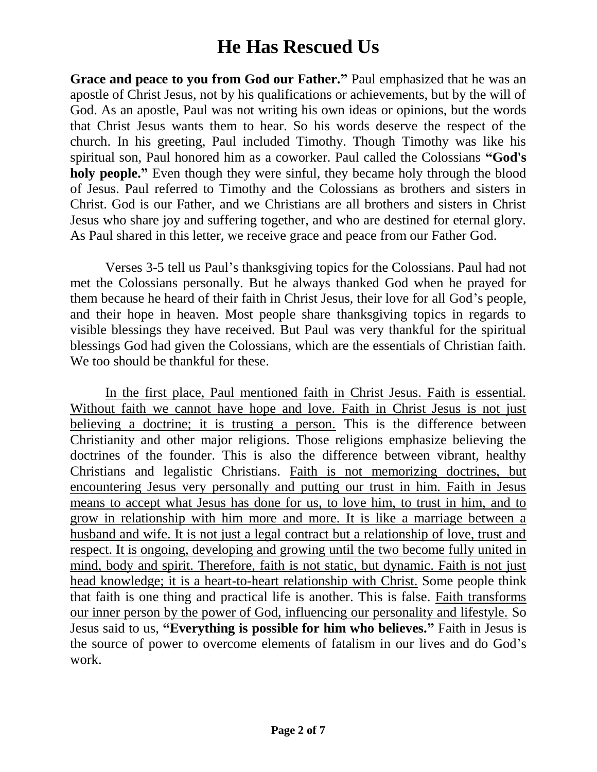# He Has Rescued Us

**Grace and peace to you from God our Father."** Paul emphasized that he was an apostle of Christ Jesus, not by his qualifications or achievements, but by the will of God. As an apostle, Paul was not writing his own ideas or opinions, but the words that Christ Jesus wants them to hear. So his words deserve the respect of the church. In his greeting, Paul included Timothy. Though Timothy was like his spiritual son, Paul honored him as a coworker. Paul called the Colossians **"God's holy people."** Even though they were sinful, they became holy through the blood of Jesus. Paul referred to Timothy and the Colossians as brothers and sisters in Christ. God is our Father, and we Christians are all brothers and sisters in Christ Jesus who share joy and suffering together, and who are destined for eternal glory. As Paul shared in this letter, we receive grace and peace from our Father God.

Verses 3-5 tell us Paul's thanksgiving topics for the Colossians. Paul had not met the Colossians personally. But he always thanked God when he prayed for them because he heard of their faith in Christ Jesus, their love for all God's people, and their hope in heaven. Most people share thanksgiving topics in regards to visible blessings they have received. But Paul was very thankful for the spiritual blessings God had given the Colossians, which are the essentials of Christian faith. We too should be thankful for these.

<u>In the first place, Paul mentioned faith in Christ Jesus. Faith is essential. Without faith we cannot have hope and love. Faith in Christ Jesus is not just believing a doctrine; it is trusting a person.</u> This is the difference between Christianity and other major religions. Those religions emphasize believing the doctrines of the founder. This is also the difference between vibrant, healthy Christians and legalistic Christians. <u>Faith is not memorizing doctrines, but encountering Jesus very personally and putting our trust in him. Faith in Jesus means to accept what Jesus has done for us, to love him, to trust in him, and to grow in relationship with him more and more. It is like a marriage between a husband and wife. It is not just a legal contract but a relationship of love, trust and respect. It is ongoing, developing and growing until the two become fully united in mind, body and spirit. Therefore, faith is not static, but dynamic. Faith is not just head knowledge; it is a heart-to-heart relationship with Christ.</u> Some people think that faith is one thing and practical life is another. This is false. <u>Faith transforms our inner person by the power of God, influencing our personality and lifestyle.</u> So Jesus said to us, **"Everything is possible for him who believes."** Faith in Jesus is the source of power to overcome elements of fatalism in our lives and do God's work.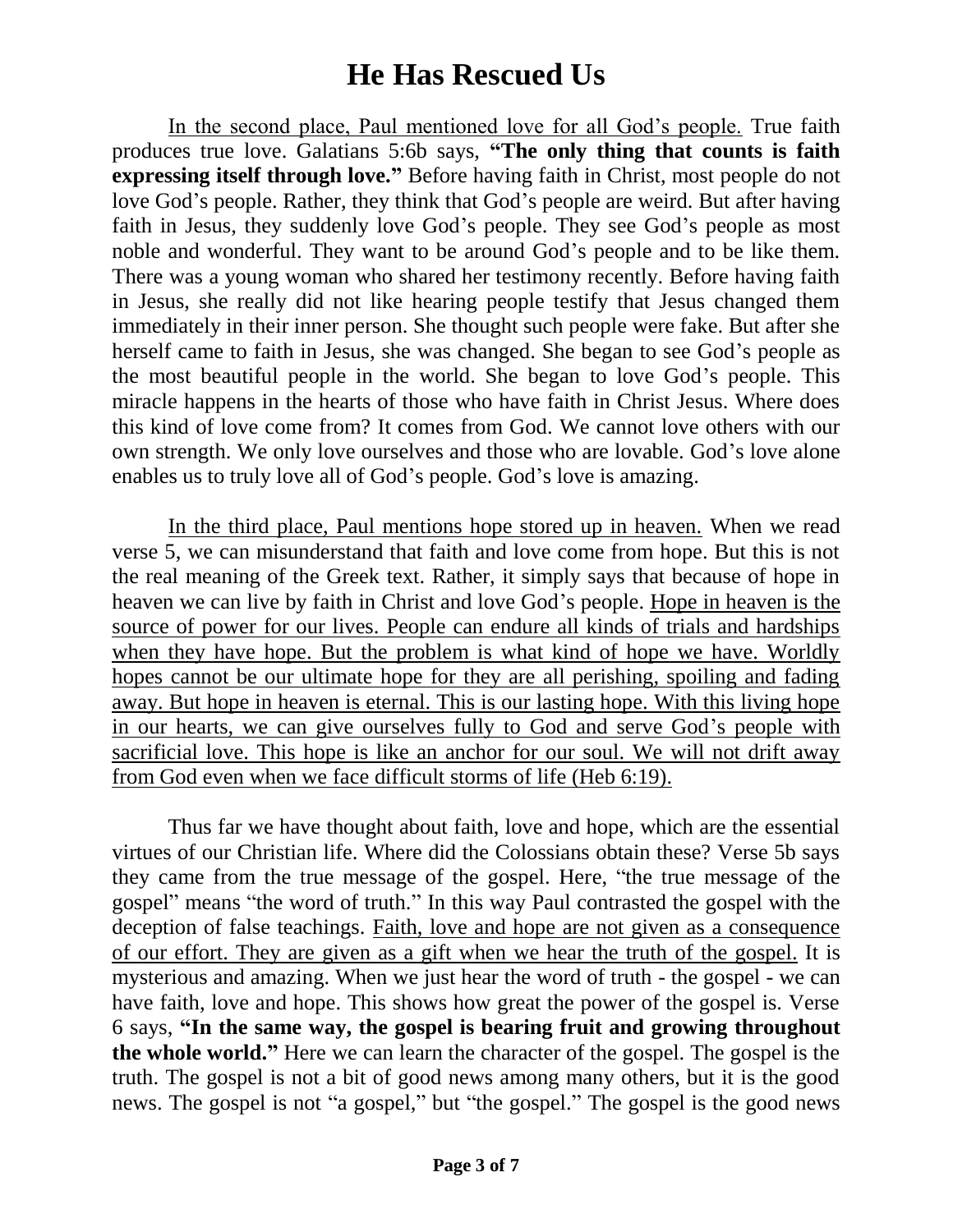# He Has Rescued Us

In the second place, Paul mentioned love for all God's people. True faith produces true love. Galatians 5:6b says, **"The only thing that counts is faith expressing itself through love."** Before having faith in Christ, most people do not love God's people. Rather, they think that God's people are weird. But after having faith in Jesus, they suddenly love God's people. They see God's people as most noble and wonderful. They want to be around God's people and to be like them. There was a young woman who shared her testimony recently. Before having faith in Jesus, she really did not like hearing people testify that Jesus changed them immediately in their inner person. She thought such people were fake. But after she herself came to faith in Jesus, she was changed. She began to see God's people as the most beautiful people in the world. She began to love God's people. This miracle happens in the hearts of those who have faith in Christ Jesus. Where does this kind of love come from? It comes from God. We cannot love others with our own strength. We only love ourselves and those who are lovable. God's love alone enables us to truly love all of God's people. God's love is amazing.

In the third place, Paul mentions hope stored up in heaven. When we read verse 5, we can misunderstand that faith and love come from hope. But this is not the real meaning of the Greek text. Rather, it simply says that because of hope in heaven we can live by faith in Christ and love God's people. Hope in heaven is the source of power for our lives. People can endure all kinds of trials and hardships when they have hope. But the problem is what kind of hope we have. Worldly hopes cannot be our ultimate hope for they are all perishing, spoiling and fading away. But hope in heaven is eternal. This is our lasting hope. With this living hope in our hearts, we can give ourselves fully to God and serve God's people with sacrificial love. This hope is like an anchor for our soul. We will not drift away from God even when we face difficult storms of life (Heb 6:19).

Thus far we have thought about faith, love and hope, which are the essential virtues of our Christian life. Where did the Colossians obtain these? Verse 5b says they came from the true message of the gospel. Here, "the true message of the gospel" means "the word of truth." In this way Paul contrasted the gospel with the deception of false teachings. Faith, love and hope are not given as a consequence of our effort. They are given as a gift when we hear the truth of the gospel. It is mysterious and amazing. When we just hear the word of truth - the gospel - we can have faith, love and hope. This shows how great the power of the gospel is. Verse 6 says, **"In the same way, the gospel is bearing fruit and growing throughout the whole world."** Here we can learn the character of the gospel. The gospel is the truth. The gospel is not a bit of good news among many others, but it is the good news. The gospel is not "a gospel," but "the gospel." The gospel is the good news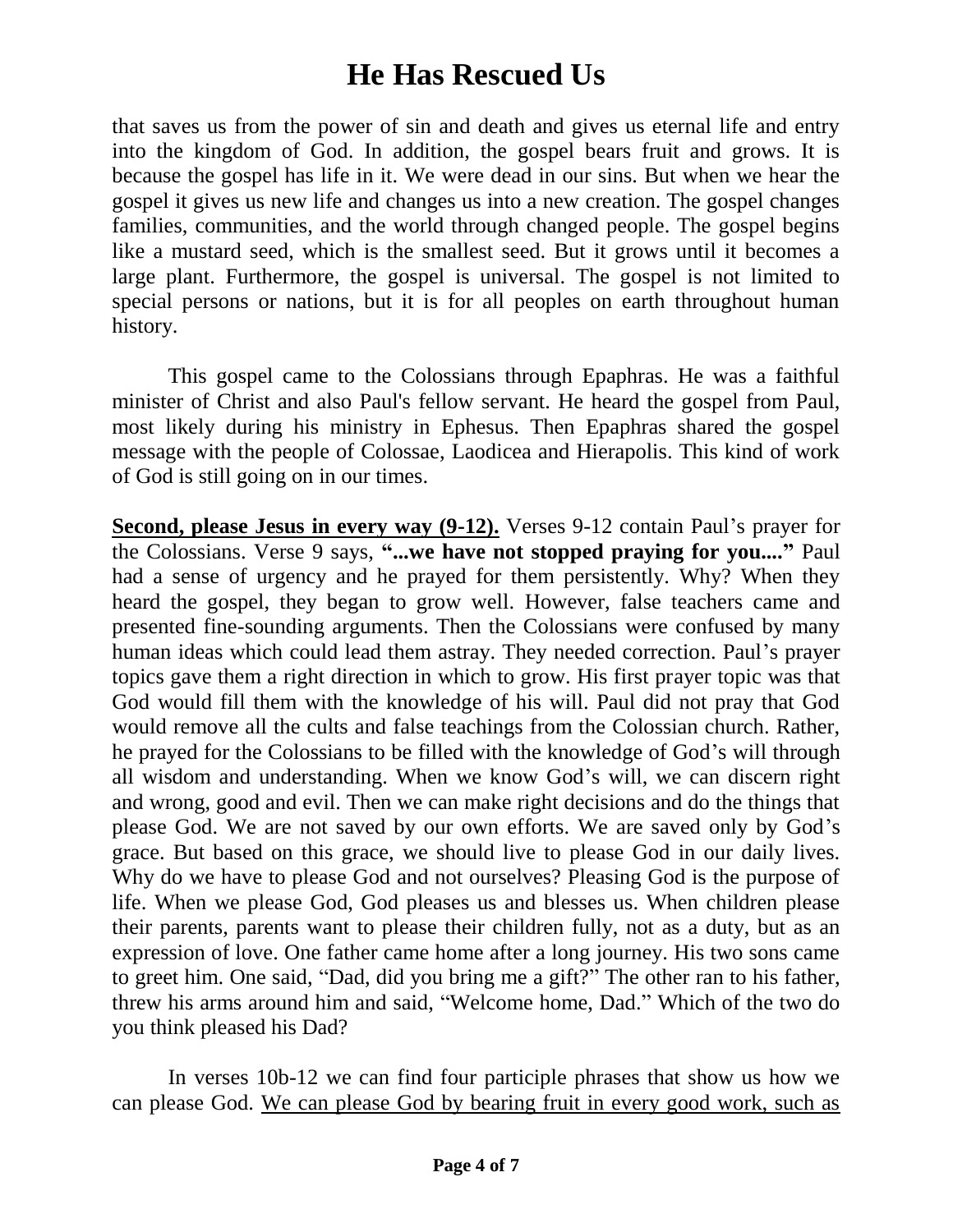that saves us from the power of sin and death and gives us eternal life and entry into the kingdom of God. In addition, the gospel bears fruit and grows. It is because the gospel has life in it. We were dead in our sins. But when we hear the gospel it gives us new life and changes us into a new creation. The gospel changes families, communities, and the world through changed people. The gospel begins like a mustard seed, which is the smallest seed. But it grows until it becomes a large plant. Furthermore, the gospel is universal. The gospel is not limited to special persons or nations, but it is for all peoples on earth throughout human history.

This gospel came to the Colossians through Epaphras. He was a faithful minister of Christ and also Paul's fellow servant. He heard the gospel from Paul, most likely during his ministry in Ephesus. Then Epaphras shared the gospel message with the people of Colossae, Laodicea and Hierapolis. This kind of work of God is still going on in our times.

**<u>Second, please Jesus in every way (9-12).</u>** Verses 9-12 contain Paul's prayer for the Colossians. Verse 9 says, **"...we have not stopped praying for you...."** Paul had a sense of urgency and he prayed for them persistently. Why? When they heard the gospel, they began to grow well. However, false teachers came and presented fine-sounding arguments. Then the Colossians were confused by many human ideas which could lead them astray. They needed correction. Paul's prayer topics gave them a right direction in which to grow. His first prayer topic was that God would fill them with the knowledge of his will. Paul did not pray that God would remove all the cults and false teachings from the Colossian church. Rather, he prayed for the Colossians to be filled with the knowledge of God's will through all wisdom and understanding. When we know God's will, we can discern right and wrong, good and evil. Then we can make right decisions and do the things that please God. We are not saved by our own efforts. We are saved only by God's grace. But based on this grace, we should live to please God in our daily lives. Why do we have to please God and not ourselves? Pleasing God is the purpose of life. When we please God, God pleases us and blesses us. When children please their parents, parents want to please their children fully, not as a duty, but as an expression of love. One father came home after a long journey. His two sons came to greet him. One said, "Dad, did you bring me a gift?" The other ran to his father, threw his arms around him and said, "Welcome home, Dad." Which of the two do you think pleased his Dad?

In verses 10b-12 we can find four participle phrases that show us how we can please God. <u>We can please God by bearing fruit in every good work, such as</u>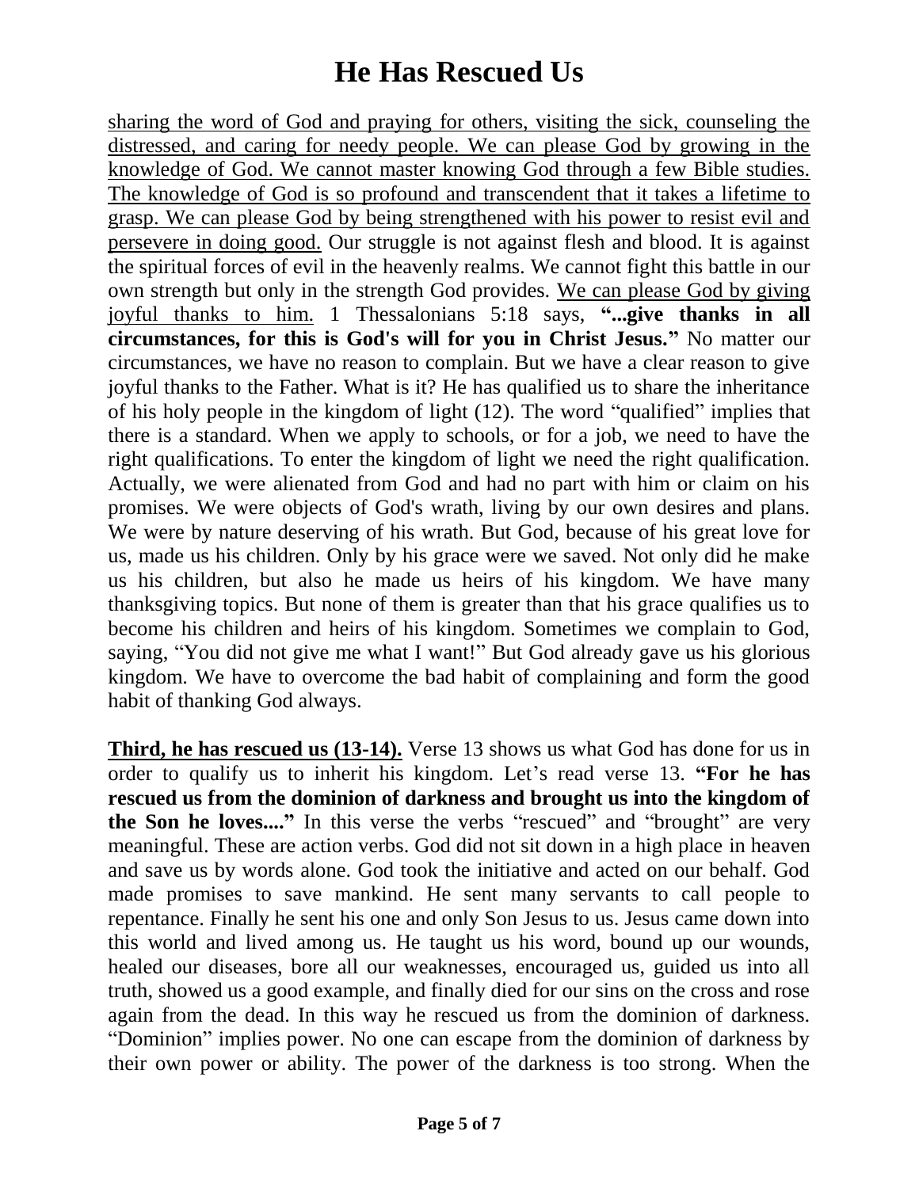<u>sharing the word of God and praying for others, visiting the sick, counseling the distressed, and caring for needy people. We can please God by growing in the knowledge of God. We cannot master knowing God through a few Bible studies. The knowledge of God is so profound and transcendent that it takes a lifetime to grasp. We can please God by being strengthened with his power to resist evil and persevere in doing good.</u> Our struggle is not against flesh and blood. It is against the spiritual forces of evil in the heavenly realms. We cannot fight this battle in our own strength but only in the strength God provides. <u>We can please God by giving joyful thanks to him.</u> 1 Thessalonians 5:18 says, **"...give thanks in all circumstances, for this is God's will for you in Christ Jesus."** No matter our circumstances, we have no reason to complain. But we have a clear reason to give joyful thanks to the Father. What is it? He has qualified us to share the inheritance of his holy people in the kingdom of light (12). The word "qualified" implies that there is a standard. When we apply to schools, or for a job, we need to have the right qualifications. To enter the kingdom of light we need the right qualification. Actually, we were alienated from God and had no part with him or claim on his promises. We were objects of God's wrath, living by our own desires and plans. We were by nature deserving of his wrath. But God, because of his great love for us, made us his children. Only by his grace were we saved. Not only did he make us his children, but also he made us heirs of his kingdom. We have many thanksgiving topics. But none of them is greater than that his grace qualifies us to become his children and heirs of his kingdom. Sometimes we complain to God, saying, "You did not give me what I want!" But God already gave us his glorious kingdom. We have to overcome the bad habit of complaining and form the good habit of thanking God always.

<u>**Third, he has rescued us (13-14).**</u> Verse 13 shows us what God has done for us in order to qualify us to inherit his kingdom. Let's read verse 13. **"For he has rescued us from the dominion of darkness and brought us into the kingdom of the Son he loves...."** In this verse the verbs "rescued" and "brought" are very meaningful. These are action verbs. God did not sit down in a high place in heaven and save us by words alone. God took the initiative and acted on our behalf. God made promises to save mankind. He sent many servants to call people to repentance. Finally he sent his one and only Son Jesus to us. Jesus came down into this world and lived among us. He taught us his word, bound up our wounds, healed our diseases, bore all our weaknesses, encouraged us, guided us into all truth, showed us a good example, and finally died for our sins on the cross and rose again from the dead. In this way he rescued us from the dominion of darkness. "Dominion" implies power. No one can escape from the dominion of darkness by their own power or ability. The power of the darkness is too strong. When the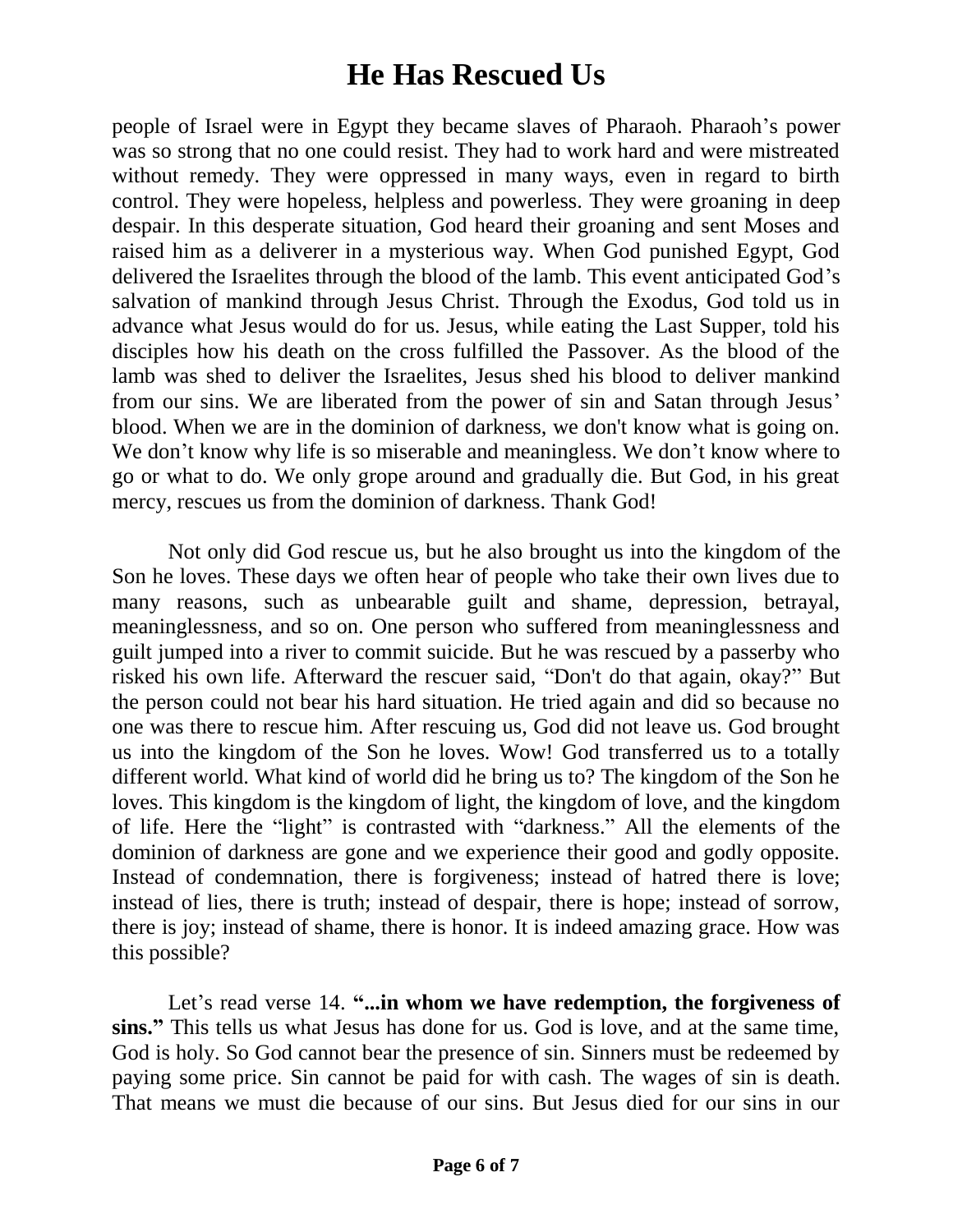people of Israel were in Egypt they became slaves of Pharaoh. Pharaoh's power was so strong that no one could resist. They had to work hard and were mistreated without remedy. They were oppressed in many ways, even in regard to birth control. They were hopeless, helpless and powerless. They were groaning in deep despair. In this desperate situation, God heard their groaning and sent Moses and raised him as a deliverer in a mysterious way. When God punished Egypt, God delivered the Israelites through the blood of the lamb. This event anticipated God's salvation of mankind through Jesus Christ. Through the Exodus, God told us in advance what Jesus would do for us. Jesus, while eating the Last Supper, told his disciples how his death on the cross fulfilled the Passover. As the blood of the lamb was shed to deliver the Israelites, Jesus shed his blood to deliver mankind from our sins. We are liberated from the power of sin and Satan through Jesus' blood. When we are in the dominion of darkness, we don't know what is going on. We don't know why life is so miserable and meaningless. We don't know where to go or what to do. We only grope around and gradually die. But God, in his great mercy, rescues us from the dominion of darkness. Thank God!

Not only did God rescue us, but he also brought us into the kingdom of the Son he loves. These days we often hear of people who take their own lives due to many reasons, such as unbearable guilt and shame, depression, betrayal, meaninglessness, and so on. One person who suffered from meaninglessness and guilt jumped into a river to commit suicide. But he was rescued by a passerby who risked his own life. Afterward the rescuer said, "Don't do that again, okay?" But the person could not bear his hard situation. He tried again and did so because no one was there to rescue him. After rescuing us, God did not leave us. God brought us into the kingdom of the Son he loves. Wow! God transferred us to a totally different world. What kind of world did he bring us to? The kingdom of the Son he loves. This kingdom is the kingdom of light, the kingdom of love, and the kingdom of life. Here the "light" is contrasted with "darkness." All the elements of the dominion of darkness are gone and we experience their good and godly opposite. Instead of condemnation, there is forgiveness; instead of hatred there is love; instead of lies, there is truth; instead of despair, there is hope; instead of sorrow, there is joy; instead of shame, there is honor. It is indeed amazing grace. How was this possible?

Let's read verse 14. **"...in whom we have redemption, the forgiveness of sins."** This tells us what Jesus has done for us. God is love, and at the same time, God is holy. So God cannot bear the presence of sin. Sinners must be redeemed by paying some price. Sin cannot be paid for with cash. The wages of sin is death. That means we must die because of our sins. But Jesus died for our sins in our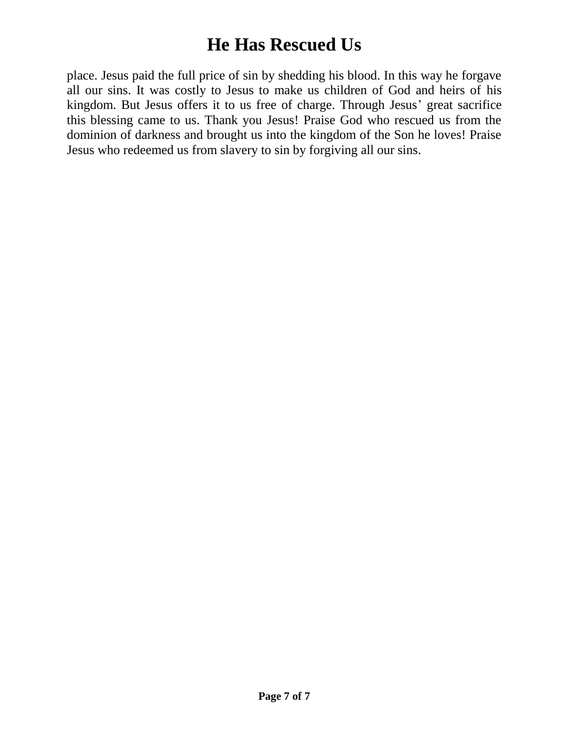place. Jesus paid the full price of sin by shedding his blood. In this way he forgave all our sins. It was costly to Jesus to make us children of God and heirs of his kingdom. But Jesus offers it to us free of charge. Through Jesus' great sacrifice this blessing came to us. Thank you Jesus! Praise God who rescued us from the dominion of darkness and brought us into the kingdom of the Son he loves! Praise Jesus who redeemed us from slavery to sin by forgiving all our sins.